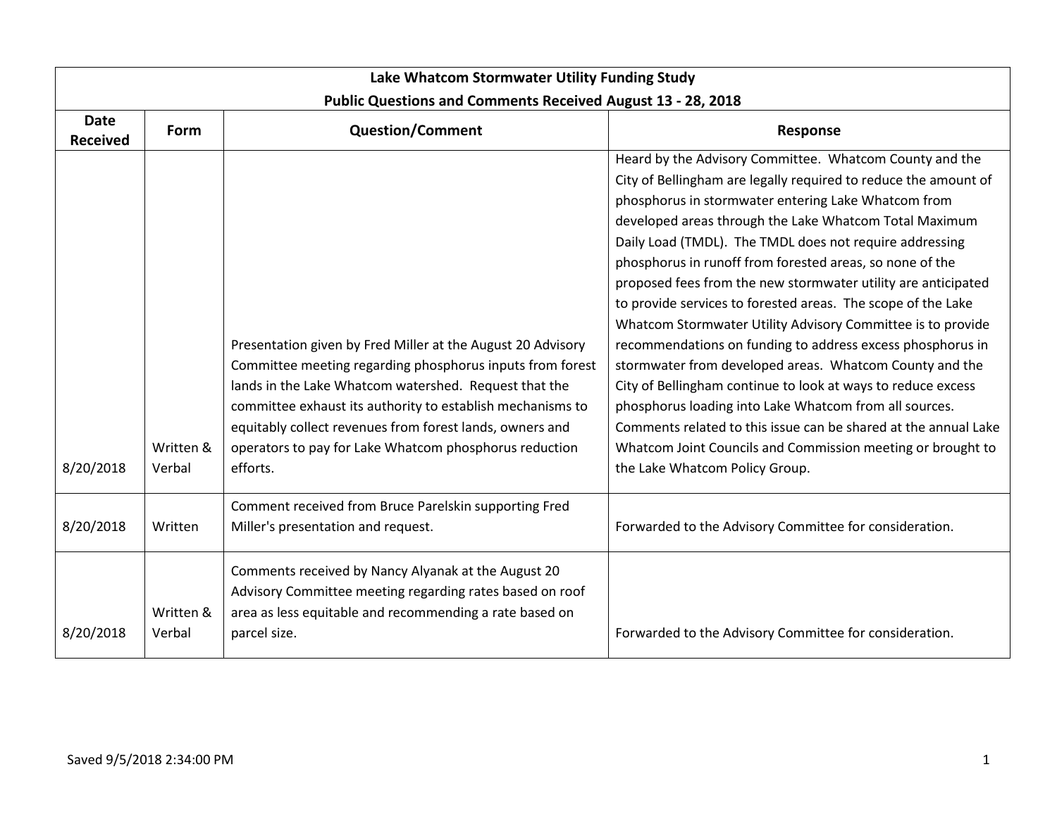## Lake Whatcom Stormwater Utility Funding Study

### Public Questions and Comments Received August 13 - 28, 2018

| Date Received | Form | Question/Comment | Response |
|---|---|---|---|
| 8/20/2018 | Written & Verbal | Presentation given by Fred Miller at the August 20 Advisory Committee meeting regarding phosphorus inputs from forest lands in the Lake Whatcom watershed. Request that the committee exhaust its authority to establish mechanisms to equitably collect revenues from forest lands, owners and operators to pay for Lake Whatcom phosphorus reduction efforts. | Heard by the Advisory Committee. Whatcom County and the City of Bellingham are legally required to reduce the amount of phosphorus in stormwater entering Lake Whatcom from developed areas through the Lake Whatcom Total Maximum Daily Load (TMDL). The TMDL does not require addressing phosphorus in runoff from forested areas, so none of the proposed fees from the new stormwater utility are anticipated to provide services to forested areas. The scope of the Lake Whatcom Stormwater Utility Advisory Committee is to provide recommendations on funding to address excess phosphorus in stormwater from developed areas. Whatcom County and the City of Bellingham continue to look at ways to reduce excess phosphorus loading into Lake Whatcom from all sources. Comments related to this issue can be shared at the annual Lake Whatcom Joint Councils and Commission meeting or brought to the Lake Whatcom Policy Group. |
| 8/20/2018 | Written | Comment received from Bruce Parelskin supporting Fred Miller's presentation and request. | Forwarded to the Advisory Committee for consideration. |
| 8/20/2018 | Written & Verbal | Comments received by Nancy Alyanak at the August 20 Advisory Committee meeting regarding rates based on roof area as less equitable and recommending a rate based on parcel size. | Forwarded to the Advisory Committee for consideration. |

Saved 9/5/2018 2:34:00 PM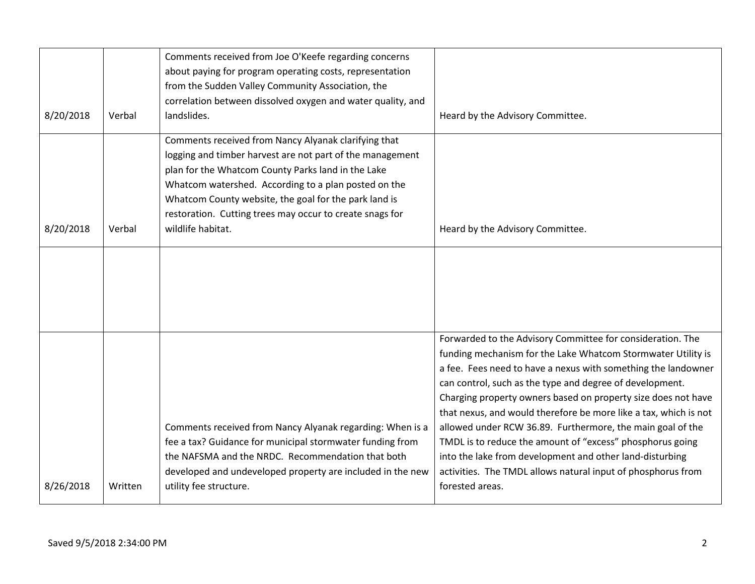| | | | |
|---|---|---|---|
| 8/20/2018 | Verbal | Comments received from Joe O'Keefe regarding concerns about paying for program operating costs, representation from the Sudden Valley Community Association, the correlation between dissolved oxygen and water quality, and landslides. | Heard by the Advisory Committee. |
| 8/20/2018 | Verbal | Comments received from Nancy Alyanak clarifying that logging and timber harvest are not part of the management plan for the Whatcom County Parks land in the Lake Whatcom watershed. According to a plan posted on the Whatcom County website, the goal for the park land is restoration. Cutting trees may occur to create snags for wildlife habitat. | Heard by the Advisory Committee. |
| | | | |
| 8/26/2018 | Written | Comments received from Nancy Alyanak regarding: When is a fee a tax? Guidance for municipal stormwater funding from the NAFSMA and the NRDC. Recommendation that both developed and undeveloped property are included in the new utility fee structure. | Forwarded to the Advisory Committee for consideration. The funding mechanism for the Lake Whatcom Stormwater Utility is a fee. Fees need to have a nexus with something the landowner can control, such as the type and degree of development. Charging property owners based on property size does not have that nexus, and would therefore be more like a tax, which is not allowed under RCW 36.89. Furthermore, the main goal of the TMDL is to reduce the amount of "excess" phosphorus going into the lake from development and other land-disturbing activities. The TMDL allows natural input of phosphorus from forested areas. |

Saved 9/5/2018 2:34:00 PM